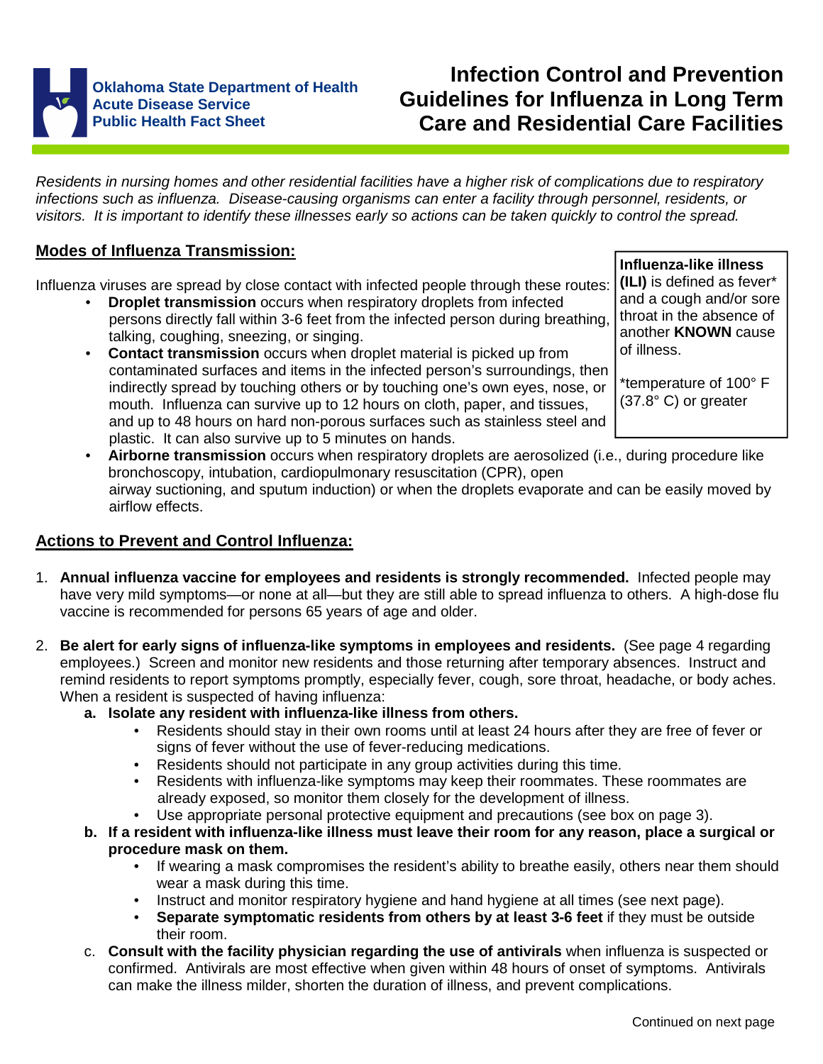Oklahoma State Department of Health
Acute Disease Service
Public Health Fact Sheet

# Infection Control and Prevention Guidelines for Influenza in Long Term Care and Residential Care Facilities

*Residents in nursing homes and other residential facilities have a higher risk of complications due to respiratory infections such as influenza. Disease-causing organisms can enter a facility through personnel, residents, or visitors. It is important to identify these illnesses early so actions can be taken quickly to control the spread.*

## Modes of Influenza Transmission:

> **Influenza-like illness (ILI)** is defined as fever* and a cough and/or sore throat in the absence of another **KNOWN** cause of illness.
>
> *temperature of 100° F (37.8° C) or greater

Influenza viruses are spread by close contact with infected people through these routes:

- **Droplet transmission** occurs when respiratory droplets from infected persons directly fall within 3-6 feet from the infected person during breathing, talking, coughing, sneezing, or singing.
- **Contact transmission** occurs when droplet material is picked up from contaminated surfaces and items in the infected person's surroundings, then indirectly spread by touching others or by touching one's own eyes, nose, or mouth. Influenza can survive up to 12 hours on cloth, paper, and tissues, and up to 48 hours on hard non-porous surfaces such as stainless steel and plastic. It can also survive up to 5 minutes on hands.
- **Airborne transmission** occurs when respiratory droplets are aerosolized (i.e., during procedure like bronchoscopy, intubation, cardiopulmonary resuscitation (CPR), open airway suctioning, and sputum induction) or when the droplets evaporate and can be easily moved by airflow effects.

## Actions to Prevent and Control Influenza:

1. **Annual influenza vaccine for employees and residents is strongly recommended.** Infected people may have very mild symptoms—or none at all—but they are still able to spread influenza to others. A high-dose flu vaccine is recommended for persons 65 years of age and older.

2. **Be alert for early signs of influenza-like symptoms in employees and residents.** (See page 4 regarding employees.) Screen and monitor new residents and those returning after temporary absences. Instruct and remind residents to report symptoms promptly, especially fever, cough, sore throat, headache, or body aches. When a resident is suspected of having influenza:
   a. **Isolate any resident with influenza-like illness from others.**
      - Residents should stay in their own rooms until at least 24 hours after they are free of fever or signs of fever without the use of fever-reducing medications.
      - Residents should not participate in any group activities during this time.
      - Residents with influenza-like symptoms may keep their roommates. These roommates are already exposed, so monitor them closely for the development of illness.
      - Use appropriate personal protective equipment and precautions (see box on page 3).

   b. **If a resident with influenza-like illness must leave their room for any reason, place a surgical or procedure mask on them.**
      - If wearing a mask compromises the resident's ability to breathe easily, others near them should wear a mask during this time.
      - Instruct and monitor respiratory hygiene and hand hygiene at all times (see next page).
      - **Separate symptomatic residents from others by at least 3-6 feet** if they must be outside their room.

   c. **Consult with the facility physician regarding the use of antivirals** when influenza is suspected or confirmed. Antivirals are most effective when given within 48 hours of onset of symptoms. Antivirals can make the illness milder, shorten the duration of illness, and prevent complications.

Continued on next page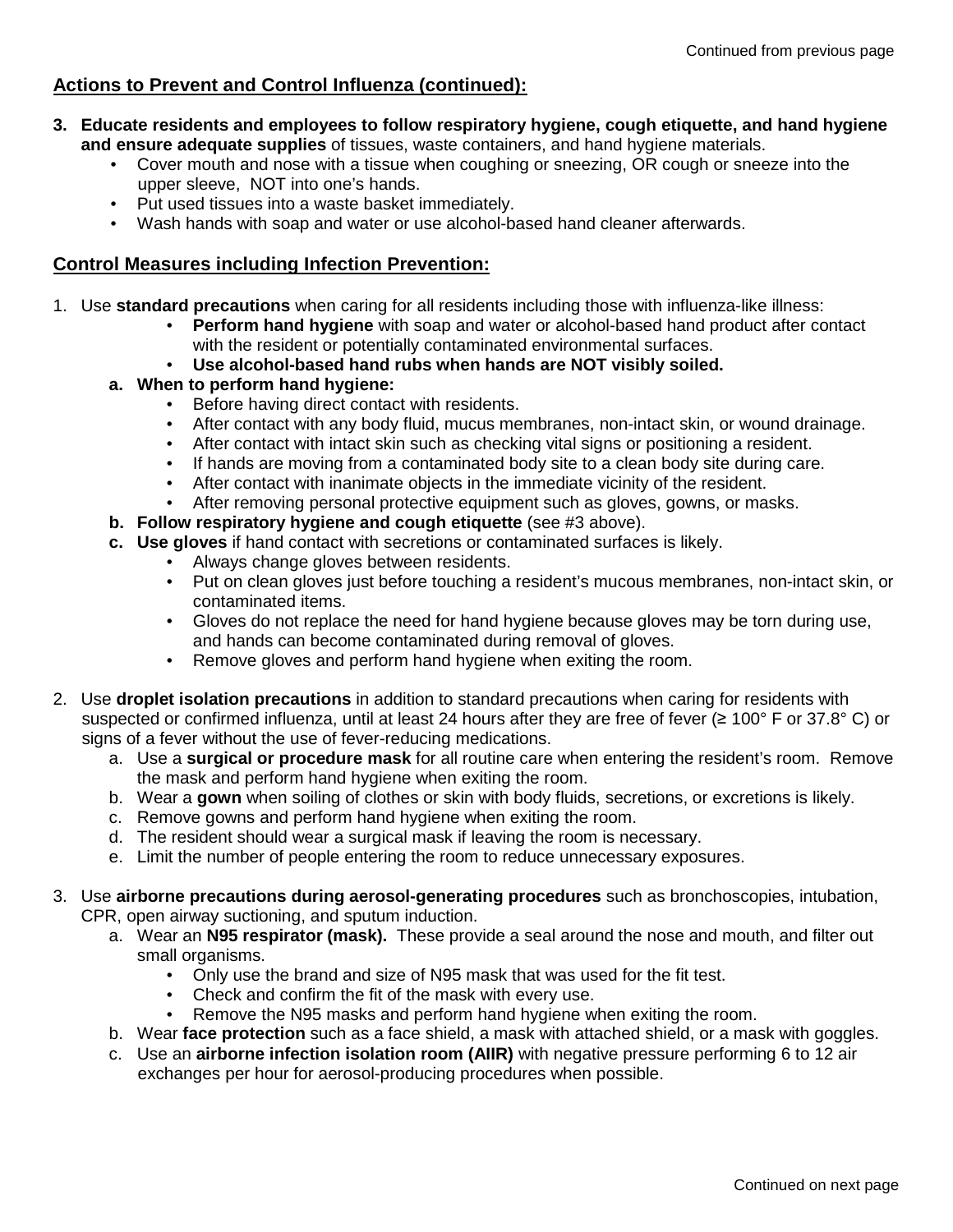## Actions to Prevent and Control Influenza (continued):

3. **Educate residents and employees to follow respiratory hygiene, cough etiquette, and hand hygiene and ensure adequate supplies** of tissues, waste containers, and hand hygiene materials.
   - Cover mouth and nose with a tissue when coughing or sneezing, OR cough or sneeze into the upper sleeve, NOT into one's hands.
   - Put used tissues into a waste basket immediately.
   - Wash hands with soap and water or use alcohol-based hand cleaner afterwards.

## Control Measures including Infection Prevention:

1. Use **standard precautions** when caring for all residents including those with influenza-like illness:
   - **Perform hand hygiene** with soap and water or alcohol-based hand product after contact with the resident or potentially contaminated environmental surfaces.
   - **Use alcohol-based hand rubs when hands are NOT visibly soiled.**

   a. **When to perform hand hygiene:**
      - Before having direct contact with residents.
      - After contact with any body fluid, mucus membranes, non-intact skin, or wound drainage.
      - After contact with intact skin such as checking vital signs or positioning a resident.
      - If hands are moving from a contaminated body site to a clean body site during care.
      - After contact with inanimate objects in the immediate vicinity of the resident.
      - After removing personal protective equipment such as gloves, gowns, or masks.

   b. **Follow respiratory hygiene and cough etiquette** (see #3 above).

   c. **Use gloves** if hand contact with secretions or contaminated surfaces is likely.
      - Always change gloves between residents.
      - Put on clean gloves just before touching a resident's mucous membranes, non-intact skin, or contaminated items.
      - Gloves do not replace the need for hand hygiene because gloves may be torn during use, and hands can become contaminated during removal of gloves.
      - Remove gloves and perform hand hygiene when exiting the room.

2. Use **droplet isolation precautions** in addition to standard precautions when caring for residents with suspected or confirmed influenza, until at least 24 hours after they are free of fever (≥ 100° F or 37.8° C) or signs of a fever without the use of fever-reducing medications.
   a. Use a **surgical or procedure mask** for all routine care when entering the resident's room. Remove the mask and perform hand hygiene when exiting the room.
   b. Wear a **gown** when soiling of clothes or skin with body fluids, secretions, or excretions is likely.
   c. Remove gowns and perform hand hygiene when exiting the room.
   d. The resident should wear a surgical mask if leaving the room is necessary.
   e. Limit the number of people entering the room to reduce unnecessary exposures.

3. Use **airborne precautions during aerosol-generating procedures** such as bronchoscopies, intubation, CPR, open airway suctioning, and sputum induction.
   a. Wear an **N95 respirator (mask).** These provide a seal around the nose and mouth, and filter out small organisms.
      - Only use the brand and size of N95 mask that was used for the fit test.
      - Check and confirm the fit of the mask with every use.
      - Remove the N95 masks and perform hand hygiene when exiting the room.
   b. Wear **face protection** such as a face shield, a mask with attached shield, or a mask with goggles.
   c. Use an **airborne infection isolation room (AIIR)** with negative pressure performing 6 to 12 air exchanges per hour for aerosol-producing procedures when possible.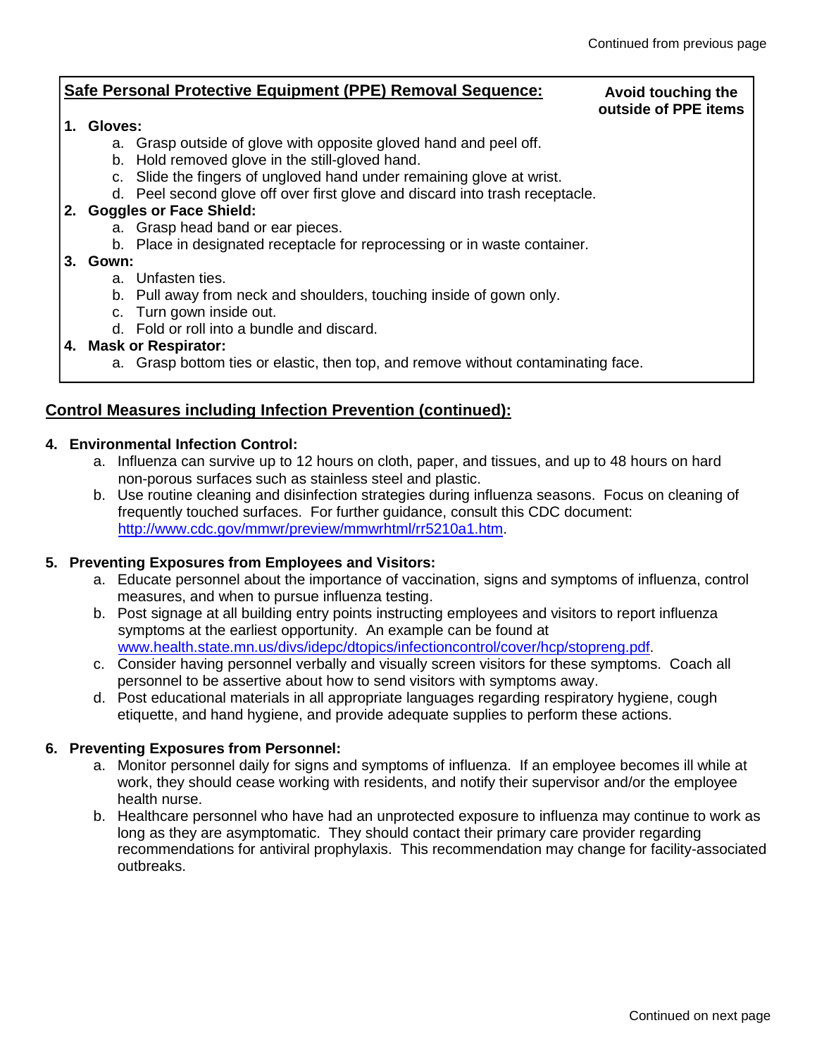Continued from previous page

**Safe Personal Protective Equipment (PPE) Removal Sequence:**

**Avoid touching the outside of PPE items**

1. **Gloves:**
   a. Grasp outside of glove with opposite gloved hand and peel off.
   b. Hold removed glove in the still-gloved hand.
   c. Slide the fingers of ungloved hand under remaining glove at wrist.
   d. Peel second glove off over first glove and discard into trash receptacle.
2. **Goggles or Face Shield:**
   a. Grasp head band or ear pieces.
   b. Place in designated receptacle for reprocessing or in waste container.
3. **Gown:**
   a. Unfasten ties.
   b. Pull away from neck and shoulders, touching inside of gown only.
   c. Turn gown inside out.
   d. Fold or roll into a bundle and discard.
4. **Mask or Respirator:**
   a. Grasp bottom ties or elastic, then top, and remove without contaminating face.

## Control Measures including Infection Prevention (continued):

4. **Environmental Infection Control:**
   a. Influenza can survive up to 12 hours on cloth, paper, and tissues, and up to 48 hours on hard non-porous surfaces such as stainless steel and plastic.
   b. Use routine cleaning and disinfection strategies during influenza seasons. Focus on cleaning of frequently touched surfaces. For further guidance, consult this CDC document: http://www.cdc.gov/mmwr/preview/mmwrhtml/rr5210a1.htm.

5. **Preventing Exposures from Employees and Visitors:**
   a. Educate personnel about the importance of vaccination, signs and symptoms of influenza, control measures, and when to pursue influenza testing.
   b. Post signage at all building entry points instructing employees and visitors to report influenza symptoms at the earliest opportunity. An example can be found at www.health.state.mn.us/divs/idepc/dtopics/infectioncontrol/cover/hcp/stopreng.pdf.
   c. Consider having personnel verbally and visually screen visitors for these symptoms. Coach all personnel to be assertive about how to send visitors with symptoms away.
   d. Post educational materials in all appropriate languages regarding respiratory hygiene, cough etiquette, and hand hygiene, and provide adequate supplies to perform these actions.

6. **Preventing Exposures from Personnel:**
   a. Monitor personnel daily for signs and symptoms of influenza. If an employee becomes ill while at work, they should cease working with residents, and notify their supervisor and/or the employee health nurse.
   b. Healthcare personnel who have had an unprotected exposure to influenza may continue to work as long as they are asymptomatic. They should contact their primary care provider regarding recommendations for antiviral prophylaxis. This recommendation may change for facility-associated outbreaks.

Continued on next page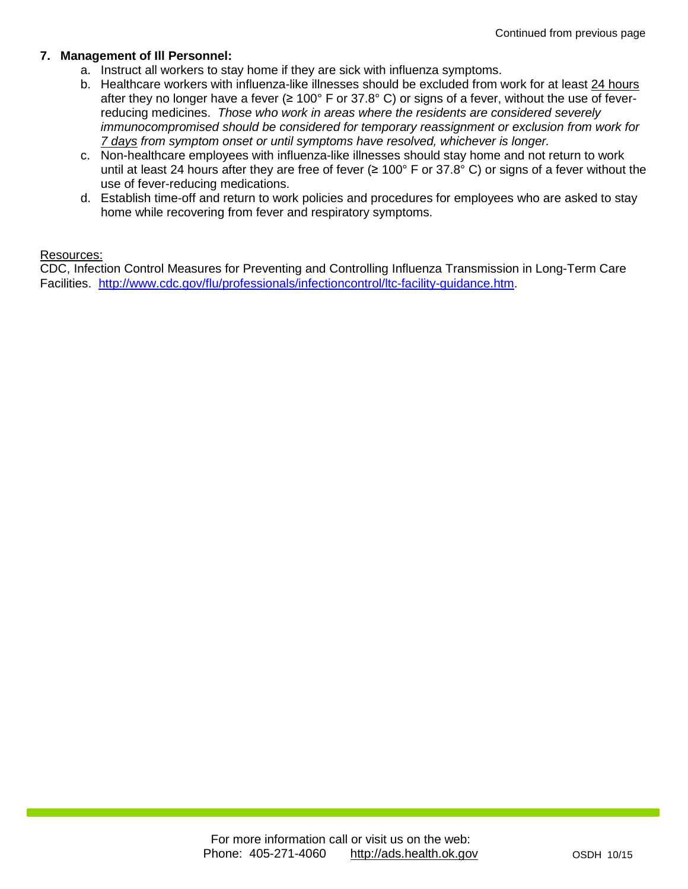Continued from previous page

**7. Management of Ill Personnel:**

a. Instruct all workers to stay home if they are sick with influenza symptoms.

b. Healthcare workers with influenza-like illnesses should be excluded from work for at least <u>24 hours</u> after they no longer have a fever (≥ 100° F or 37.8° C) or signs of a fever, without the use of fever-reducing medicines. *Those who work in areas where the residents are considered severely immunocompromised should be considered for temporary reassignment or exclusion from work for <u>7 days</u> from symptom onset or until symptoms have resolved, whichever is longer.*

c. Non-healthcare employees with influenza-like illnesses should stay home and not return to work until at least 24 hours after they are free of fever (≥ 100° F or 37.8° C) or signs of a fever without the use of fever-reducing medications.

d. Establish time-off and return to work policies and procedures for employees who are asked to stay home while recovering from fever and respiratory symptoms.

<u>Resources:</u>

CDC, Infection Control Measures for Preventing and Controlling Influenza Transmission in Long-Term Care Facilities. http://www.cdc.gov/flu/professionals/infectioncontrol/ltc-facility-guidance.htm.

For more information call or visit us on the web:
Phone: 405-271-4060 http://ads.health.ok.gov

OSDH 10/15